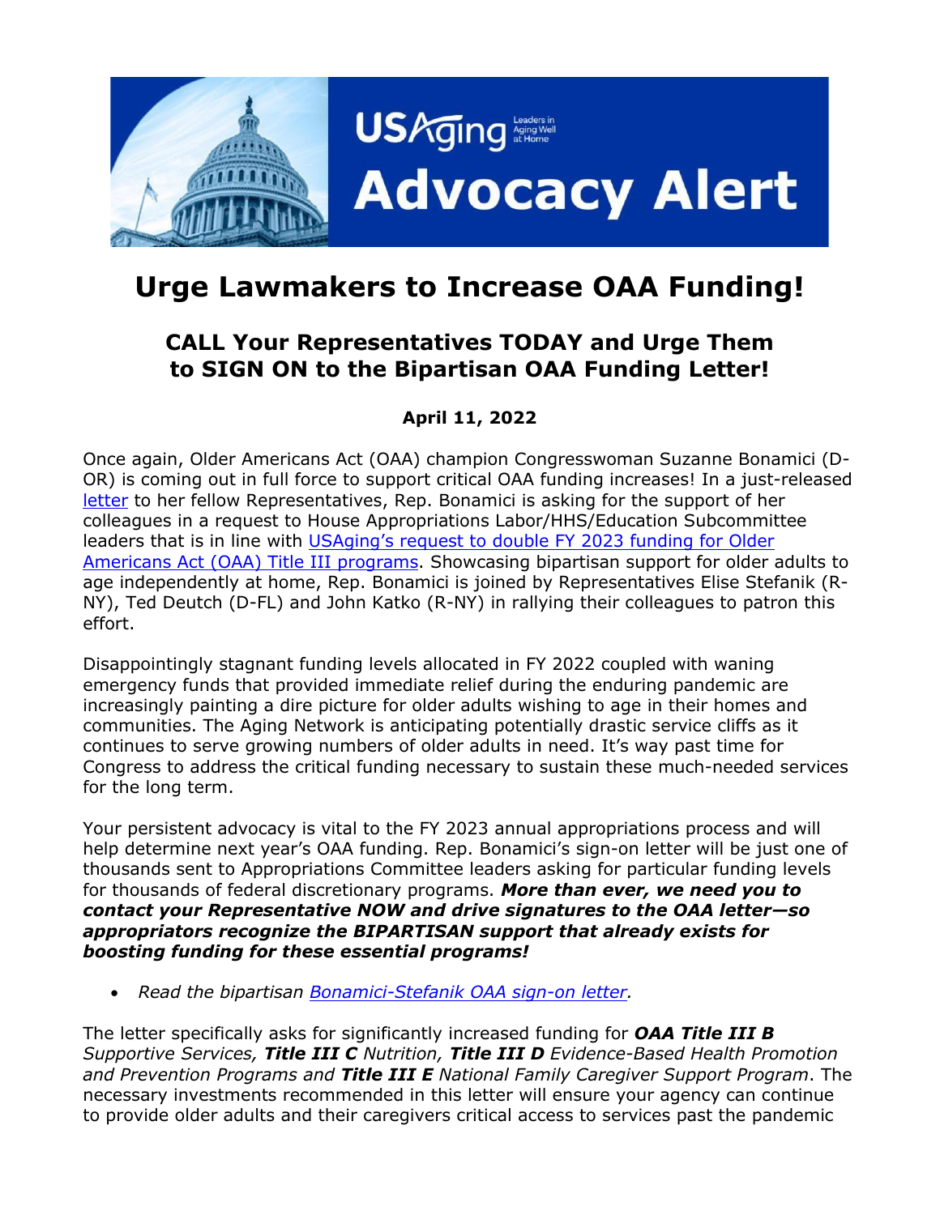# USAging Advocacy Alert

# Urge Lawmakers to Increase OAA Funding!

## CALL Your Representatives TODAY and Urge Them to SIGN ON to the Bipartisan OAA Funding Letter!

**April 11, 2022**

Once again, Older Americans Act (OAA) champion Congresswoman Suzanne Bonamici (D-OR) is coming out in full force to support critical OAA funding increases! In a just-released letter to her fellow Representatives, Rep. Bonamici is asking for the support of her colleagues in a request to House Appropriations Labor/HHS/Education Subcommittee leaders that is in line with USAging's request to double FY 2023 funding for Older Americans Act (OAA) Title III programs. Showcasing bipartisan support for older adults to age independently at home, Rep. Bonamici is joined by Representatives Elise Stefanik (R-NY), Ted Deutch (D-FL) and John Katko (R-NY) in rallying their colleagues to patron this effort.

Disappointingly stagnant funding levels allocated in FY 2022 coupled with waning emergency funds that provided immediate relief during the enduring pandemic are increasingly painting a dire picture for older adults wishing to age in their homes and communities. The Aging Network is anticipating potentially drastic service cliffs as it continues to serve growing numbers of older adults in need. It's way past time for Congress to address the critical funding necessary to sustain these much-needed services for the long term.

Your persistent advocacy is vital to the FY 2023 annual appropriations process and will help determine next year's OAA funding. Rep. Bonamici's sign-on letter will be just one of thousands sent to Appropriations Committee leaders asking for particular funding levels for thousands of federal discretionary programs. ***More than ever, we need you to contact your Representative NOW and drive signatures to the OAA letter—so appropriators recognize the BIPARTISAN support that already exists for boosting funding for these essential programs!***

- *Read the bipartisan Bonamici-Stefanik OAA sign-on letter.*

The letter specifically asks for significantly increased funding for ***OAA Title III B*** *Supportive Services,* ***Title III C*** *Nutrition,* ***Title III D*** *Evidence-Based Health Promotion and Prevention Programs and* ***Title III E*** *National Family Caregiver Support Program*. The necessary investments recommended in this letter will ensure your agency can continue to provide older adults and their caregivers critical access to services past the pandemic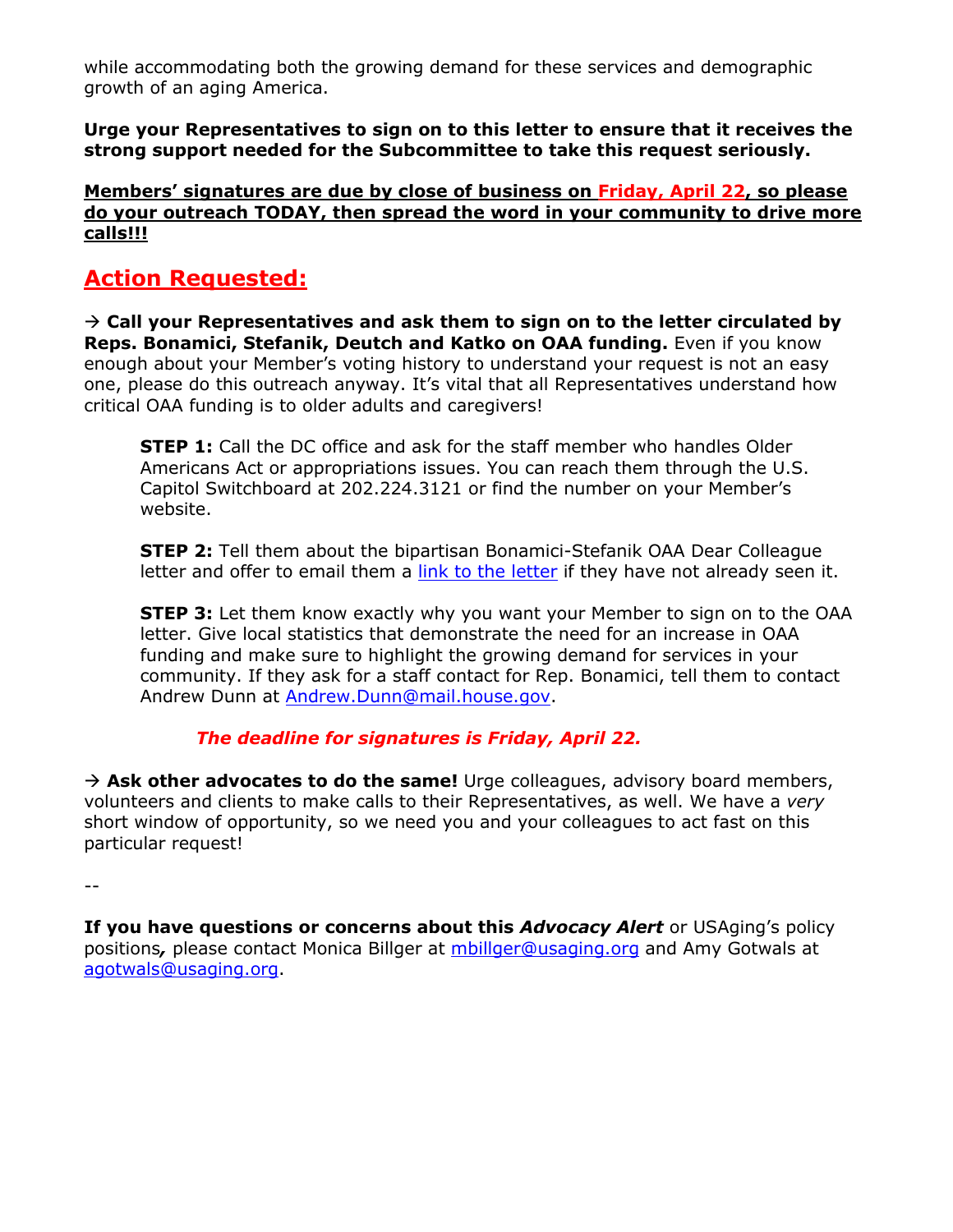while accommodating both the growing demand for these services and demographic growth of an aging America.

**Urge your Representatives to sign on to this letter to ensure that it receives the strong support needed for the Subcommittee to take this request seriously.**

**Members' signatures are due by close of business on Friday, April 22, so please do your outreach TODAY, then spread the word in your community to drive more calls!!!**

## Action Requested:

→ **Call your Representatives and ask them to sign on to the letter circulated by Reps. Bonamici, Stefanik, Deutch and Katko on OAA funding.** Even if you know enough about your Member's voting history to understand your request is not an easy one, please do this outreach anyway. It's vital that all Representatives understand how critical OAA funding is to older adults and caregivers!

> **STEP 1:** Call the DC office and ask for the staff member who handles Older Americans Act or appropriations issues. You can reach them through the U.S. Capitol Switchboard at 202.224.3121 or find the number on your Member's website.
>
> **STEP 2:** Tell them about the bipartisan Bonamici-Stefanik OAA Dear Colleague letter and offer to email them a link to the letter if they have not already seen it.
>
> **STEP 3:** Let them know exactly why you want your Member to sign on to the OAA letter. Give local statistics that demonstrate the need for an increase in OAA funding and make sure to highlight the growing demand for services in your community. If they ask for a staff contact for Rep. Bonamici, tell them to contact Andrew Dunn at Andrew.Dunn@mail.house.gov.
>
> ***The deadline for signatures is Friday, April 22.***

→ **Ask other advocates to do the same!** Urge colleagues, advisory board members, volunteers and clients to make calls to their Representatives, as well. We have a *very* short window of opportunity, so we need you and your colleagues to act fast on this particular request!

--

**If you have questions or concerns about this *Advocacy Alert*** or USAging's policy positions, please contact Monica Billger at mbillger@usaging.org and Amy Gotwals at agotwals@usaging.org.